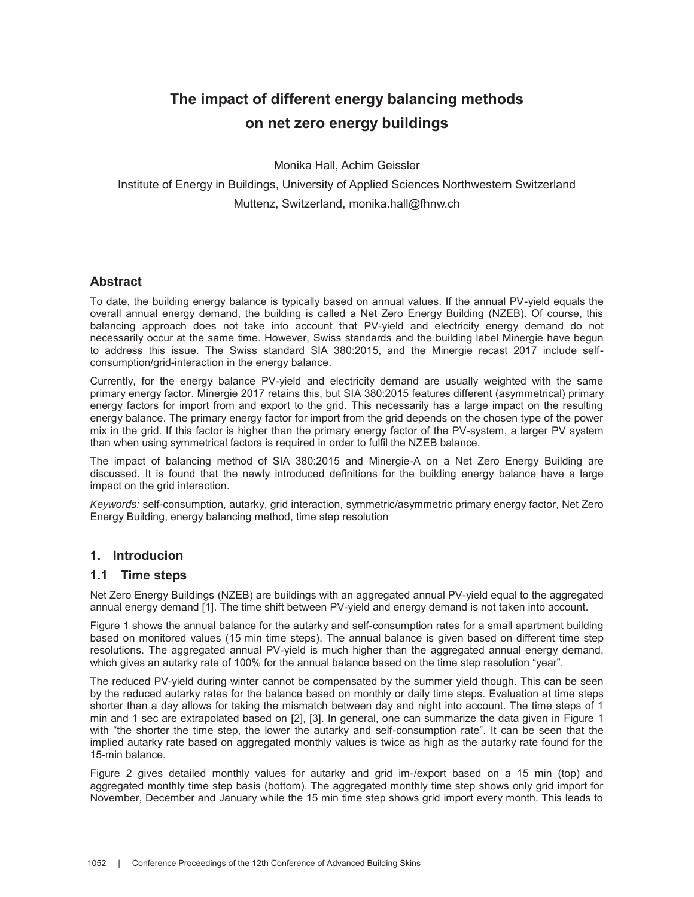# The impact of different energy balancing methods on net zero energy buildings

Monika Hall, Achim Geissler

Institute of Energy in Buildings, University of Applied Sciences Northwestern Switzerland

Muttenz, Switzerland, monika.hall@fhnw.ch

## Abstract

To date, the building energy balance is typically based on annual values. If the annual PV-yield equals the overall annual energy demand, the building is called a Net Zero Energy Building (NZEB). Of course, this balancing approach does not take into account that PV-yield and electricity energy demand do not necessarily occur at the same time. However, Swiss standards and the building label Minergie have begun to address this issue. The Swiss standard SIA 380:2015, and the Minergie recast 2017 include self-consumption/grid-interaction in the energy balance.

Currently, for the energy balance PV-yield and electricity demand are usually weighted with the same primary energy factor. Minergie 2017 retains this, but SIA 380:2015 features different (asymmetrical) primary energy factors for import from and export to the grid. This necessarily has a large impact on the resulting energy balance. The primary energy factor for import from the grid depends on the chosen type of the power mix in the grid. If this factor is higher than the primary energy factor of the PV-system, a larger PV system than when using symmetrical factors is required in order to fulfil the NZEB balance.

The impact of balancing method of SIA 380:2015 and Minergie-A on a Net Zero Energy Building are discussed. It is found that the newly introduced definitions for the building energy balance have a large impact on the grid interaction.

*Keywords:* self-consumption, autarky, grid interaction, symmetric/asymmetric primary energy factor, Net Zero Energy Building, energy balancing method, time step resolution

## 1. Introducion

### 1.1 Time steps

Net Zero Energy Buildings (NZEB) are buildings with an aggregated annual PV-yield equal to the aggregated annual energy demand [1]. The time shift between PV-yield and energy demand is not taken into account.

Figure 1 shows the annual balance for the autarky and self-consumption rates for a small apartment building based on monitored values (15 min time steps). The annual balance is given based on different time step resolutions. The aggregated annual PV-yield is much higher than the aggregated annual energy demand, which gives an autarky rate of 100% for the annual balance based on the time step resolution "year".

The reduced PV-yield during winter cannot be compensated by the summer yield though. This can be seen by the reduced autarky rates for the balance based on monthly or daily time steps. Evaluation at time steps shorter than a day allows for taking the mismatch between day and night into account. The time steps of 1 min and 1 sec are extrapolated based on [2], [3]. In general, one can summarize the data given in Figure 1 with "the shorter the time step, the lower the autarky and self-consumption rate". It can be seen that the implied autarky rate based on aggregated monthly values is twice as high as the autarky rate found for the 15-min balance.

Figure 2 gives detailed monthly values for autarky and grid im-/export based on a 15 min (top) and aggregated monthly time step basis (bottom). The aggregated monthly time step shows only grid import for November, December and January while the 15 min time step shows grid import every month. This leads to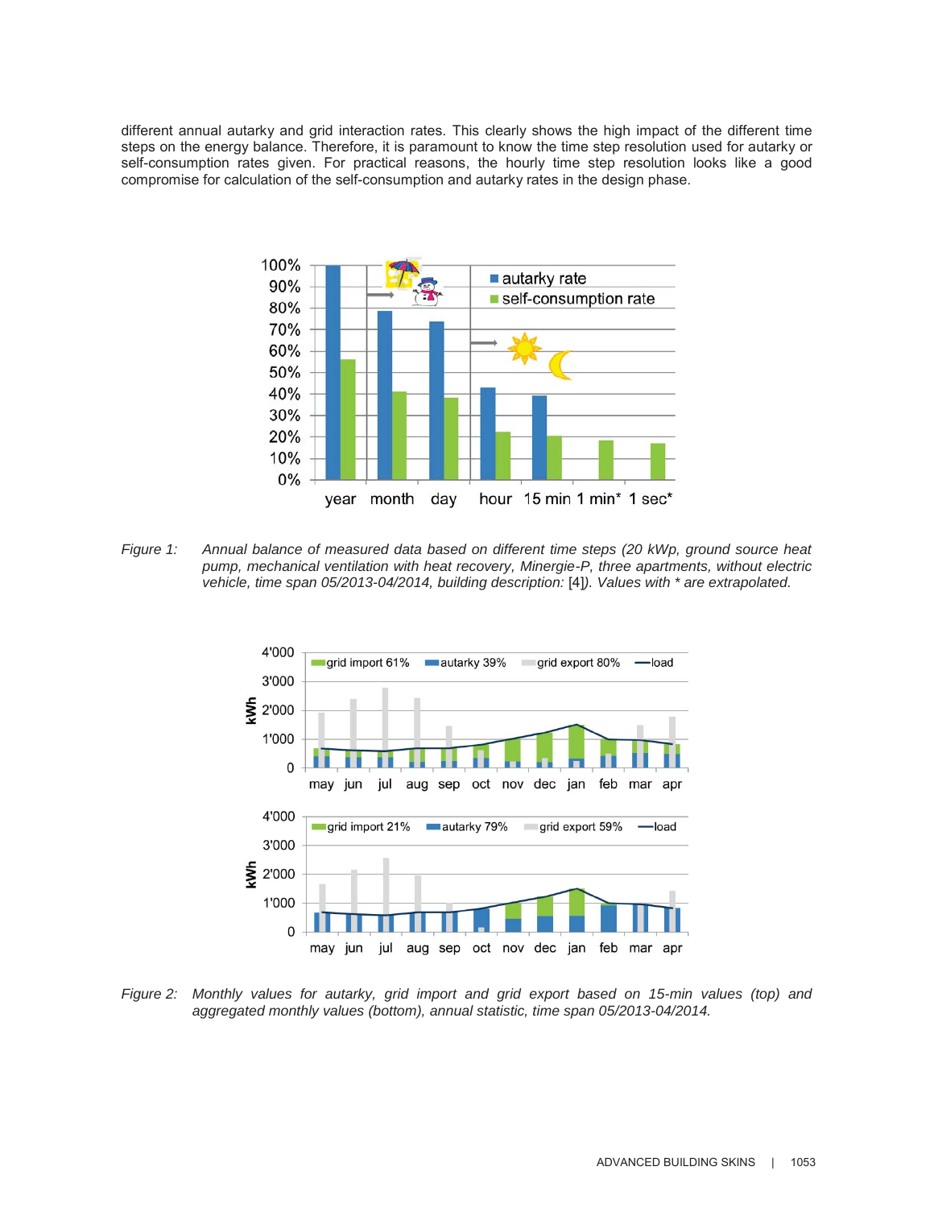different annual autarky and grid interaction rates. This clearly shows the high impact of the different time steps on the energy balance. Therefore, it is paramount to know the time step resolution used for autarky or self-consumption rates given. For practical reasons, the hourly time step resolution looks like a good compromise for calculation of the self-consumption and autarky rates in the design phase.

*Figure 1: Annual balance of measured data based on different time steps (20 kWp, ground source heat pump, mechanical ventilation with heat recovery, Minergie-P, three apartments, without electric vehicle, time span 05/2013-04/2014, building description: [4]). Values with * are extrapolated.*

*Figure 2: Monthly values for autarky, grid import and grid export based on 15-min values (top) and aggregated monthly values (bottom), annual statistic, time span 05/2013-04/2014.*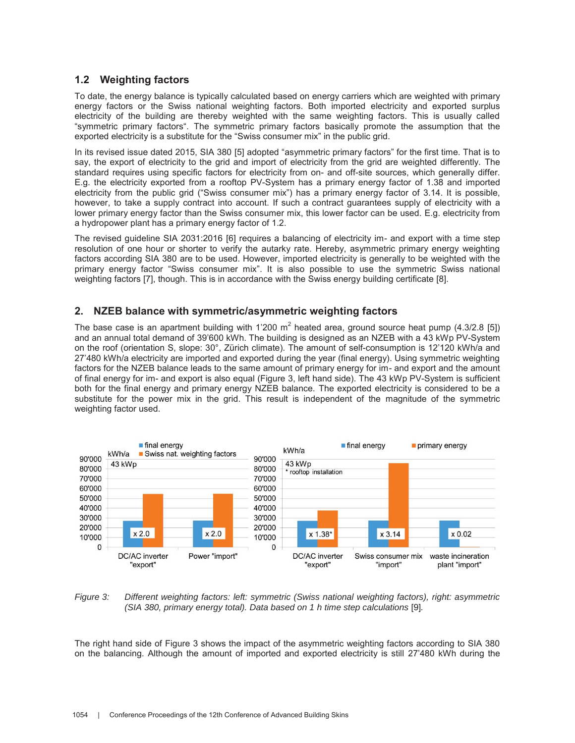## 1.2 Weighting factors

To date, the energy balance is typically calculated based on energy carriers which are weighted with primary energy factors or the Swiss national weighting factors. Both imported electricity and exported surplus electricity of the building are thereby weighted with the same weighting factors. This is usually called "symmetric primary factors". The symmetric primary factors basically promote the assumption that the exported electricity is a substitute for the "Swiss consumer mix" in the public grid.

In its revised issue dated 2015, SIA 380 [5] adopted "asymmetric primary factors" for the first time. That is to say, the export of electricity to the grid and import of electricity from the grid are weighted differently. The standard requires using specific factors for electricity from on- and off-site sources, which generally differ. E.g. the electricity exported from a rooftop PV-System has a primary energy factor of 1.38 and imported electricity from the public grid ("Swiss consumer mix") has a primary energy factor of 3.14. It is possible, however, to take a supply contract into account. If such a contract guarantees supply of electricity with a lower primary energy factor than the Swiss consumer mix, this lower factor can be used. E.g. electricity from a hydropower plant has a primary energy factor of 1.2.

The revised guideline SIA 2031:2016 [6] requires a balancing of electricity im- and export with a time step resolution of one hour or shorter to verify the autarky rate. Hereby, asymmetric primary energy weighting factors according SIA 380 are to be used. However, imported electricity is generally to be weighted with the primary energy factor "Swiss consumer mix". It is also possible to use the symmetric Swiss national weighting factors [7], though. This is in accordance with the Swiss energy building certificate [8].

## 2. NZEB balance with symmetric/asymmetric weighting factors

The base case is an apartment building with 1'200 $m^2$ heated area, ground source heat pump (4.3/2.8 [5]) and an annual total demand of 39'600 kWh. The building is designed as an NZEB with a 43 kWp PV-System on the roof (orientation S, slope: 30°, Zürich climate). The amount of self-consumption is 12'120 kWh/a and 27'480 kWh/a electricity are imported and exported during the year (final energy). Using symmetric weighting factors for the NZEB balance leads to the same amount of primary energy for im- and export and the amount of final energy for im- and export is also equal (Figure 3, left hand side). The 43 kWp PV-System is sufficient both for the final energy and primary energy NZEB balance. The exported electricity is considered to be a substitute for the power mix in the grid. This result is independent of the magnitude of the symmetric weighting factor used.

*Figure 3: Different weighting factors: left: symmetric (Swiss national weighting factors), right: asymmetric (SIA 380, primary energy total). Data based on 1 h time step calculations* [9].

The right hand side of Figure 3 shows the impact of the asymmetric weighting factors according to SIA 380 on the balancing. Although the amount of imported and exported electricity is still 27'480 kWh during the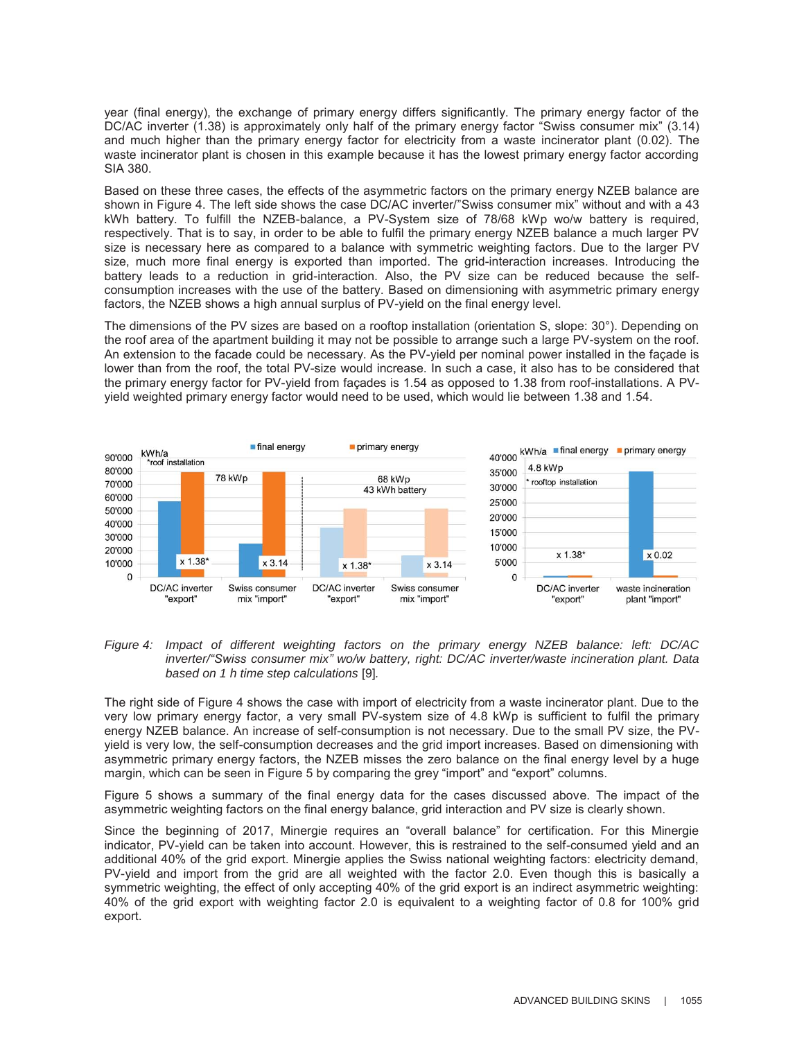year (final energy), the exchange of primary energy differs significantly. The primary energy factor of the DC/AC inverter (1.38) is approximately only half of the primary energy factor "Swiss consumer mix" (3.14) and much higher than the primary energy factor for electricity from a waste incinerator plant (0.02). The waste incinerator plant is chosen in this example because it has the lowest primary energy factor according SIA 380.

Based on these three cases, the effects of the asymmetric factors on the primary energy NZEB balance are shown in Figure 4. The left side shows the case DC/AC inverter/"Swiss consumer mix" without and with a 43 kWh battery. To fulfill the NZEB-balance, a PV-System size of 78/68 kWp wo/w battery is required, respectively. That is to say, in order to be able to fulfil the primary energy NZEB balance a much larger PV size is necessary here as compared to a balance with symmetric weighting factors. Due to the larger PV size, much more final energy is exported than imported. The grid-interaction increases. Introducing the battery leads to a reduction in grid-interaction. Also, the PV size can be reduced because the self-consumption increases with the use of the battery. Based on dimensioning with asymmetric primary energy factors, the NZEB shows a high annual surplus of PV-yield on the final energy level.

The dimensions of the PV sizes are based on a rooftop installation (orientation S, slope: 30°). Depending on the roof area of the apartment building it may not be possible to arrange such a large PV-system on the roof. An extension to the facade could be necessary. As the PV-yield per nominal power installed in the façade is lower than from the roof, the total PV-size would increase. In such a case, it also has to be considered that the primary energy factor for PV-yield from façades is 1.54 as opposed to 1.38 from roof-installations. A PV-yield weighted primary energy factor would need to be used, which would lie between 1.38 and 1.54.

*Figure 4: Impact of different weighting factors on the primary energy NZEB balance: left: DC/AC inverter/"Swiss consumer mix" wo/w battery, right: DC/AC inverter/waste incineration plant. Data based on 1 h time step calculations* [9].

The right side of Figure 4 shows the case with import of electricity from a waste incinerator plant. Due to the very low primary energy factor, a very small PV-system size of 4.8 kWp is sufficient to fulfil the primary energy NZEB balance. An increase of self-consumption is not necessary. Due to the small PV size, the PV-yield is very low, the self-consumption decreases and the grid import increases. Based on dimensioning with asymmetric primary energy factors, the NZEB misses the zero balance on the final energy level by a huge margin, which can be seen in Figure 5 by comparing the grey "import" and "export" columns.

Figure 5 shows a summary of the final energy data for the cases discussed above. The impact of the asymmetric weighting factors on the final energy balance, grid interaction and PV size is clearly shown.

Since the beginning of 2017, Minergie requires an "overall balance" for certification. For this Minergie indicator, PV-yield can be taken into account. However, this is restrained to the self-consumed yield and an additional 40% of the grid export. Minergie applies the Swiss national weighting factors: electricity demand, PV-yield and import from the grid are all weighted with the factor 2.0. Even though this is basically a symmetric weighting, the effect of only accepting 40% of the grid export is an indirect asymmetric weighting: 40% of the grid export with weighting factor 2.0 is equivalent to a weighting factor of 0.8 for 100% grid export.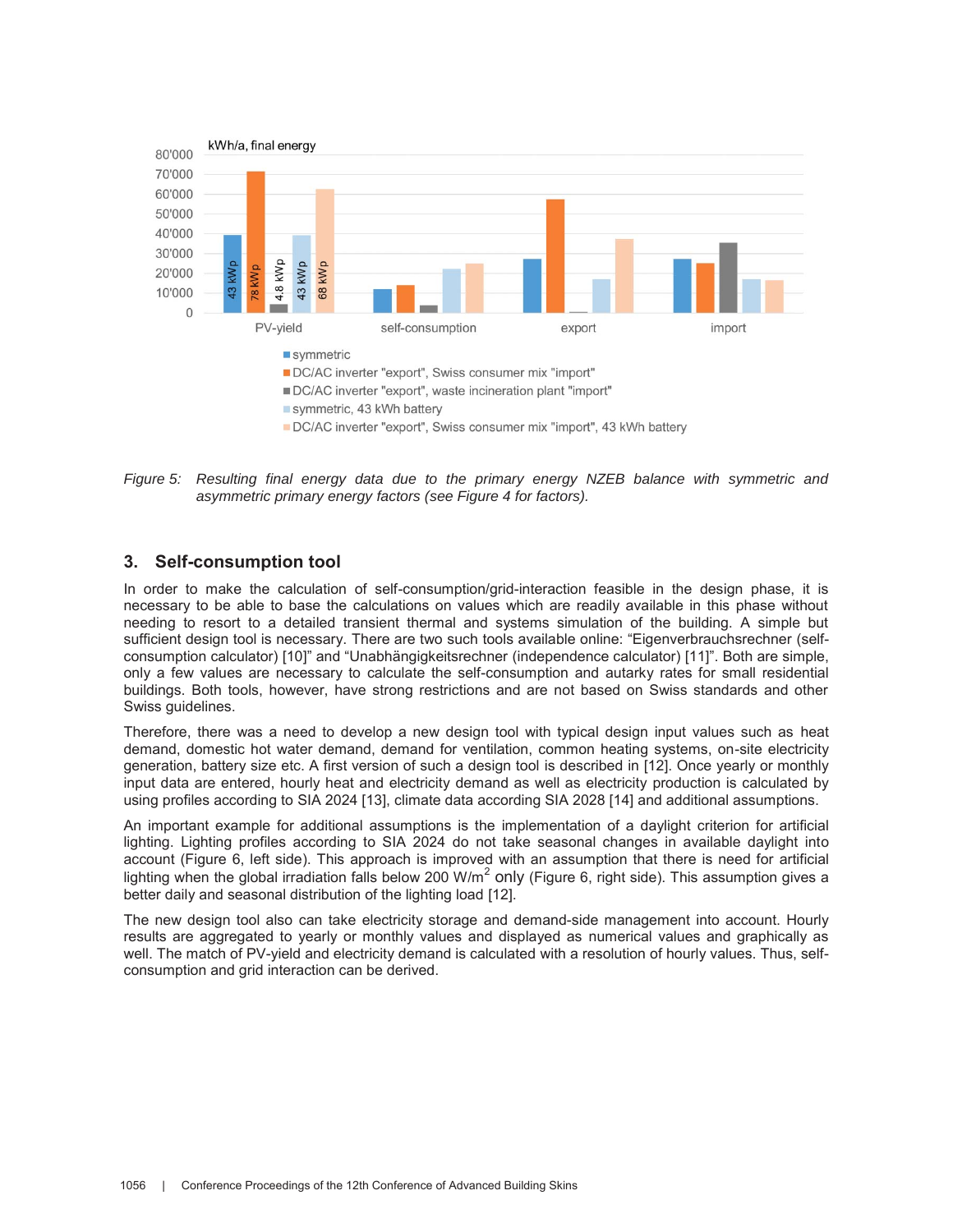Figure 5: Resulting final energy data due to the primary energy NZEB balance with symmetric and asymmetric primary energy factors (see Figure 4 for factors).

## 3. Self-consumption tool

In order to make the calculation of self-consumption/grid-interaction feasible in the design phase, it is necessary to be able to base the calculations on values which are readily available in this phase without needing to resort to a detailed transient thermal and systems simulation of the building. A simple but sufficient design tool is necessary. There are two such tools available online: "Eigenverbrauchsrechner (self-consumption calculator) [10]" and "Unabhängigkeitsrechner (independence calculator) [11]". Both are simple, only a few values are necessary to calculate the self-consumption and autarky rates for small residential buildings. Both tools, however, have strong restrictions and are not based on Swiss standards and other Swiss guidelines.

Therefore, there was a need to develop a new design tool with typical design input values such as heat demand, domestic hot water demand, demand for ventilation, common heating systems, on-site electricity generation, battery size etc. A first version of such a design tool is described in [12]. Once yearly or monthly input data are entered, hourly heat and electricity demand as well as electricity production is calculated by using profiles according to SIA 2024 [13], climate data according SIA 2028 [14] and additional assumptions.

An important example for additional assumptions is the implementation of a daylight criterion for artificial lighting. Lighting profiles according to SIA 2024 do not take seasonal changes in available daylight into account (Figure 6, left side). This approach is improved with an assumption that there is need for artificial lighting when the global irradiation falls below 200 W/m$^2$ only (Figure 6, right side). This assumption gives a better daily and seasonal distribution of the lighting load [12].

The new design tool also can take electricity storage and demand-side management into account. Hourly results are aggregated to yearly or monthly values and displayed as numerical values and graphically as well. The match of PV-yield and electricity demand is calculated with a resolution of hourly values. Thus, self-consumption and grid interaction can be derived.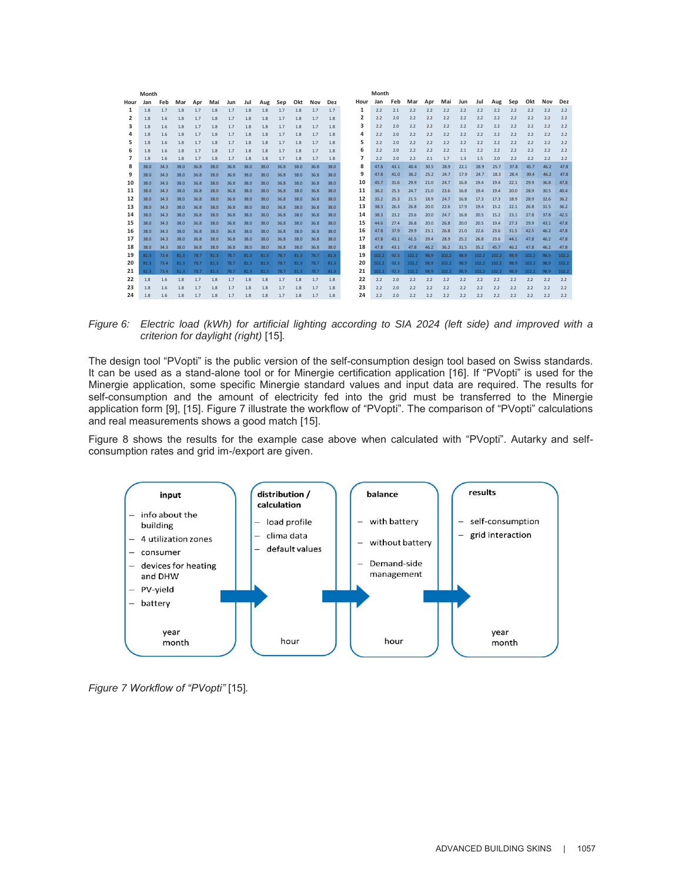| Hour | Jan | Feb | Mar | Apr | Mai | Jun | Jul | Aug | Sep | Okt | Nov | Dez |
|---|---|---|---|---|---|---|---|---|---|---|---|---|
| 1 | 1.8 | 1.7 | 1.8 | 1.7 | 1.8 | 1.7 | 1.8 | 1.8 | 1.7 | 1.8 | 1.7 | 1.7 |
| 2 | 1.8 | 1.6 | 1.8 | 1.7 | 1.8 | 1.7 | 1.8 | 1.8 | 1.7 | 1.8 | 1.7 | 1.8 |
| 3 | 1.8 | 1.6 | 1.8 | 1.7 | 1.8 | 1.7 | 1.8 | 1.8 | 1.7 | 1.8 | 1.7 | 1.8 |
| 4 | 1.8 | 1.6 | 1.8 | 1.7 | 1.8 | 1.7 | 1.8 | 1.8 | 1.7 | 1.8 | 1.7 | 1.8 |
| 5 | 1.8 | 1.6 | 1.8 | 1.7 | 1.8 | 1.7 | 1.8 | 1.8 | 1.7 | 1.8 | 1.7 | 1.8 |
| 6 | 1.8 | 1.6 | 1.8 | 1.7 | 1.8 | 1.7 | 1.8 | 1.8 | 1.7 | 1.8 | 1.7 | 1.8 |
| 7 | 1.8 | 1.6 | 1.8 | 1.7 | 1.8 | 1.7 | 1.8 | 1.8 | 1.7 | 1.8 | 1.7 | 1.8 |
| 8 | 38.0 | 34.3 | 38.0 | 36.8 | 38.0 | 36.8 | 38.0 | 38.0 | 36.8 | 38.0 | 36.8 | 38.0 |
| 9 | 38.0 | 34.3 | 38.0 | 36.8 | 38.0 | 36.8 | 38.0 | 38.0 | 36.8 | 38.0 | 36.8 | 38.0 |
| 10 | 38.0 | 34.3 | 38.0 | 36.8 | 38.0 | 36.8 | 38.0 | 38.0 | 36.8 | 38.0 | 36.8 | 38.0 |
| 11 | 38.0 | 34.3 | 38.0 | 36.8 | 38.0 | 36.8 | 38.0 | 38.0 | 36.8 | 38.0 | 36.8 | 38.0 |
| 12 | 38.0 | 34.3 | 38.0 | 36.8 | 38.0 | 36.8 | 38.0 | 38.0 | 36.8 | 38.0 | 36.8 | 38.0 |
| 13 | 38.0 | 34.3 | 38.0 | 36.8 | 38.0 | 36.8 | 38.0 | 38.0 | 36.8 | 38.0 | 36.8 | 38.0 |
| 14 | 38.0 | 34.3 | 38.0 | 36.8 | 38.0 | 36.8 | 38.0 | 38.0 | 36.8 | 38.0 | 36.8 | 38.0 |
| 15 | 38.0 | 34.3 | 38.0 | 36.8 | 38.0 | 36.8 | 38.0 | 38.0 | 36.8 | 38.0 | 36.8 | 38.0 |
| 16 | 38.0 | 34.3 | 38.0 | 36.8 | 38.0 | 36.8 | 38.0 | 38.0 | 36.8 | 38.0 | 36.8 | 38.0 |
| 17 | 38.0 | 34.3 | 38.0 | 36.8 | 38.0 | 36.8 | 38.0 | 38.0 | 36.8 | 38.0 | 36.8 | 38.0 |
| 18 | 38.0 | 34.3 | 38.0 | 36.8 | 38.0 | 36.8 | 38.0 | 38.0 | 36.8 | 38.0 | 36.8 | 38.0 |
| 19 | 81.3 | 73.4 | 81.3 | 78.7 | 81.3 | 78.7 | 81.3 | 81.3 | 78.7 | 81.3 | 78.7 | 81.3 |
| 20 | 81.3 | 73.4 | 81.3 | 78.7 | 81.3 | 78.7 | 81.3 | 81.3 | 78.7 | 81.3 | 78.7 | 81.3 |
| 21 | 81.3 | 73.4 | 81.3 | 78.7 | 81.3 | 78.7 | 81.3 | 81.3 | 78.7 | 81.3 | 78.7 | 81.3 |
| 22 | 1.8 | 1.6 | 1.8 | 1.7 | 1.8 | 1.7 | 1.8 | 1.8 | 1.7 | 1.8 | 1.7 | 1.8 |
| 23 | 1.8 | 1.6 | 1.8 | 1.7 | 1.8 | 1.7 | 1.8 | 1.8 | 1.7 | 1.8 | 1.7 | 1.8 |
| 24 | 1.8 | 1.6 | 1.8 | 1.7 | 1.8 | 1.7 | 1.8 | 1.8 | 1.7 | 1.8 | 1.7 | 1.8 |

| Hour | Jan | Feb | Mar | Apr | Mai | Jun | Jul | Aug | Sep | Okt | Nov | Dez |
|---|---|---|---|---|---|---|---|---|---|---|---|---|
| 1 | 2.2 | 2.1 | 2.2 | 2.2 | 2.2 | 2.2 | 2.2 | 2.2 | 2.2 | 2.2 | 2.2 | 2.2 |
| 2 | 2.2 | 2.0 | 2.2 | 2.2 | 2.2 | 2.2 | 2.2 | 2.2 | 2.2 | 2.2 | 2.2 | 2.2 |
| 3 | 2.2 | 2.0 | 2.2 | 2.2 | 2.2 | 2.2 | 2.2 | 2.2 | 2.2 | 2.2 | 2.2 | 2.2 |
| 4 | 2.2 | 2.0 | 2.2 | 2.2 | 2.2 | 2.2 | 2.2 | 2.2 | 2.2 | 2.2 | 2.2 | 2.2 |
| 5 | 2.2 | 2.0 | 2.2 | 2.2 | 2.2 | 2.2 | 2.2 | 2.2 | 2.2 | 2.2 | 2.2 | 2.2 |
| 6 | 2.2 | 2.0 | 2.2 | 2.2 | 2.2 | 2.1 | 2.2 | 2.2 | 2.2 | 2.2 | 2.2 | 2.2 |
| 7 | 2.2 | 2.0 | 2.2 | 2.1 | 1.7 | 1.3 | 1.5 | 2.0 | 2.2 | 2.2 | 2.2 | 2.2 |
| 8 | 47.8 | 43.1 | 40.4 | 30.5 | 28.9 | 22.1 | 28.9 | 25.7 | 37.8 | 45.7 | 46.2 | 47.8 |
| 9 | 47.8 | 41.0 | 36.2 | 25.2 | 24.7 | 17.9 | 24.7 | 18.3 | 28.4 | 39.4 | 46.2 | 47.8 |
| 10 | 45.7 | 31.6 | 29.9 | 21.0 | 24.7 | 16.8 | 19.4 | 19.4 | 22.1 | 29.9 | 36.8 | 47.8 |
| 11 | 36.2 | 25.3 | 24.7 | 21.0 | 23.6 | 16.8 | 19.4 | 19.4 | 20.0 | 28.9 | 30.5 | 40.4 |
| 12 | 35.2 | 25.3 | 21.5 | 18.9 | 24.7 | 16.8 | 17.3 | 17.3 | 18.9 | 28.9 | 32.6 | 36.2 |
| 13 | 38.3 | 26.3 | 26.8 | 20.0 | 22.6 | 17.9 | 19.4 | 15.2 | 22.1 | 26.8 | 31.5 | 36.2 |
| 14 | 38.3 | 23.2 | 23.6 | 20.0 | 24.7 | 16.8 | 20.5 | 15.2 | 23.1 | 27.8 | 37.8 | 42.5 |
| 15 | 44.6 | 27.4 | 26.8 | 20.0 | 26.8 | 20.0 | 20.5 | 19.4 | 27.3 | 29.9 | 43.1 | 47.8 |
| 16 | 47.8 | 37.9 | 29.9 | 23.1 | 26.8 | 21.0 | 22.6 | 23.6 | 31.5 | 42.5 | 46.2 | 47.8 |
| 17 | 47.8 | 43.1 | 41.5 | 29.4 | 28.9 | 25.2 | 26.8 | 23.6 | 44.1 | 47.8 | 46.2 | 47.8 |
| 18 | 47.8 | 43.1 | 47.8 | 46.2 | 36.2 | 31.5 | 35.2 | 45.7 | 46.2 | 47.8 | 46.2 | 47.8 |
| 19 | 102.2 | 92.3 | 102.2 | 98.9 | 102.2 | 98.9 | 102.2 | 102.2 | 98.9 | 102.2 | 98.9 | 102.2 |
| 20 | 102.2 | 92.3 | 102.2 | 98.9 | 102.2 | 98.9 | 102.2 | 102.2 | 98.9 | 102.2 | 98.9 | 102.2 |
| 21 | 102.2 | 92.3 | 102.2 | 98.9 | 102.2 | 98.9 | 102.2 | 102.2 | 98.9 | 102.2 | 98.9 | 102.2 |
| 22 | 2.2 | 2.0 | 2.2 | 2.2 | 2.2 | 2.2 | 2.2 | 2.2 | 2.2 | 2.2 | 2.2 | 2.2 |
| 23 | 2.2 | 2.0 | 2.2 | 2.2 | 2.2 | 2.2 | 2.2 | 2.2 | 2.2 | 2.2 | 2.2 | 2.2 |
| 24 | 2.2 | 2.0 | 2.2 | 2.2 | 2.2 | 2.2 | 2.2 | 2.2 | 2.2 | 2.2 | 2.2 | 2.2 |

*Figure 6: Electric load (kWh) for artificial lighting according to SIA 2024 (left side) and improved with a criterion for daylight (right)* [15].

The design tool "PVopti" is the public version of the self-consumption design tool based on Swiss standards. It can be used as a stand-alone tool or for Minergie certification application [16]. If "PVopti" is used for the Minergie application, some specific Minergie standard values and input data are required. The results for self-consumption and the amount of electricity fed into the grid must be transferred to the Minergie application form [9], [15]. Figure 7 illustrate the workflow of "PVopti". The comparison of "PVopti" calculations and real measurements shows a good match [15].

Figure 8 shows the results for the example case above when calculated with "PVopti". Autarky and self-consumption rates and grid im-/export are given.

| input | distribution / calculation | balance | results |
|---|---|---|---|
| – info about the building<br>– 4 utilization zones<br>– consumer<br>– devices for heating and DHW<br>– PV-yield<br>– battery | – load profile<br>– clima data<br>– default values | – with battery<br>– without battery<br>– Demand-side management | – self-consumption<br>– grid interaction |
| year month | hour | hour | year month |

*Figure 7 Workflow of "PVopti"* [15].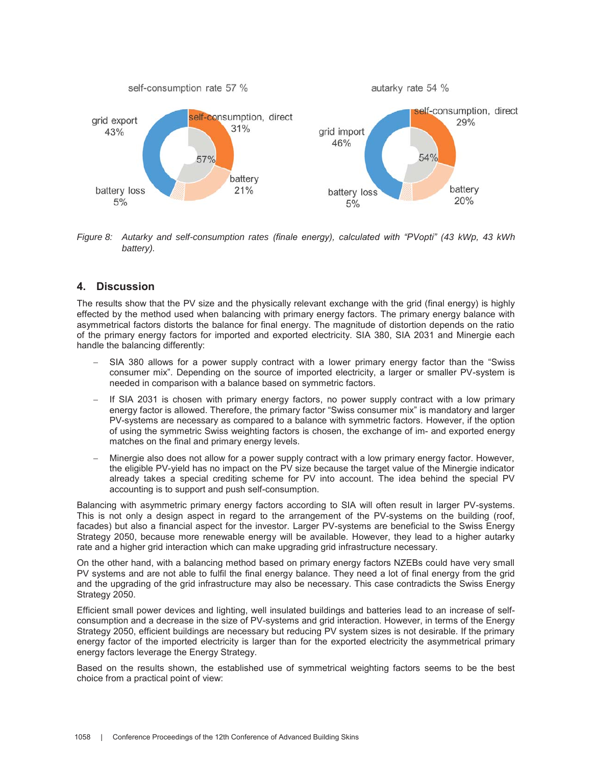Figure 8: Autarky and self-consumption rates (finale energy), calculated with "PVopti" (43 kWp, 43 kWh battery).

## 4. Discussion

The results show that the PV size and the physically relevant exchange with the grid (final energy) is highly effected by the method used when balancing with primary energy factors. The primary energy balance with asymmetrical factors distorts the balance for final energy. The magnitude of distortion depends on the ratio of the primary energy factors for imported and exported electricity. SIA 380, SIA 2031 and Minergie each handle the balancing differently:

- SIA 380 allows for a power supply contract with a lower primary energy factor than the "Swiss consumer mix". Depending on the source of imported electricity, a larger or smaller PV-system is needed in comparison with a balance based on symmetric factors.
- If SIA 2031 is chosen with primary energy factors, no power supply contract with a low primary energy factor is allowed. Therefore, the primary factor "Swiss consumer mix" is mandatory and larger PV-systems are necessary as compared to a balance with symmetric factors. However, if the option of using the symmetric Swiss weighting factors is chosen, the exchange of im- and exported energy matches on the final and primary energy levels.
- Minergie also does not allow for a power supply contract with a low primary energy factor. However, the eligible PV-yield has no impact on the PV size because the target value of the Minergie indicator already takes a special crediting scheme for PV into account. The idea behind the special PV accounting is to support and push self-consumption.

Balancing with asymmetric primary energy factors according to SIA will often result in larger PV-systems. This is not only a design aspect in regard to the arrangement of the PV-systems on the building (roof, facades) but also a financial aspect for the investor. Larger PV-systems are beneficial to the Swiss Energy Strategy 2050, because more renewable energy will be available. However, they lead to a higher autarky rate and a higher grid interaction which can make upgrading grid infrastructure necessary.

On the other hand, with a balancing method based on primary energy factors NZEBs could have very small PV systems and are not able to fulfil the final energy balance. They need a lot of final energy from the grid and the upgrading of the grid infrastructure may also be necessary. This case contradicts the Swiss Energy Strategy 2050.

Efficient small power devices and lighting, well insulated buildings and batteries lead to an increase of self-consumption and a decrease in the size of PV-systems and grid interaction. However, in terms of the Energy Strategy 2050, efficient buildings are necessary but reducing PV system sizes is not desirable. If the primary energy factor of the imported electricity is larger than for the exported electricity the asymmetrical primary energy factors leverage the Energy Strategy.

Based on the results shown, the established use of symmetrical weighting factors seems to be the best choice from a practical point of view: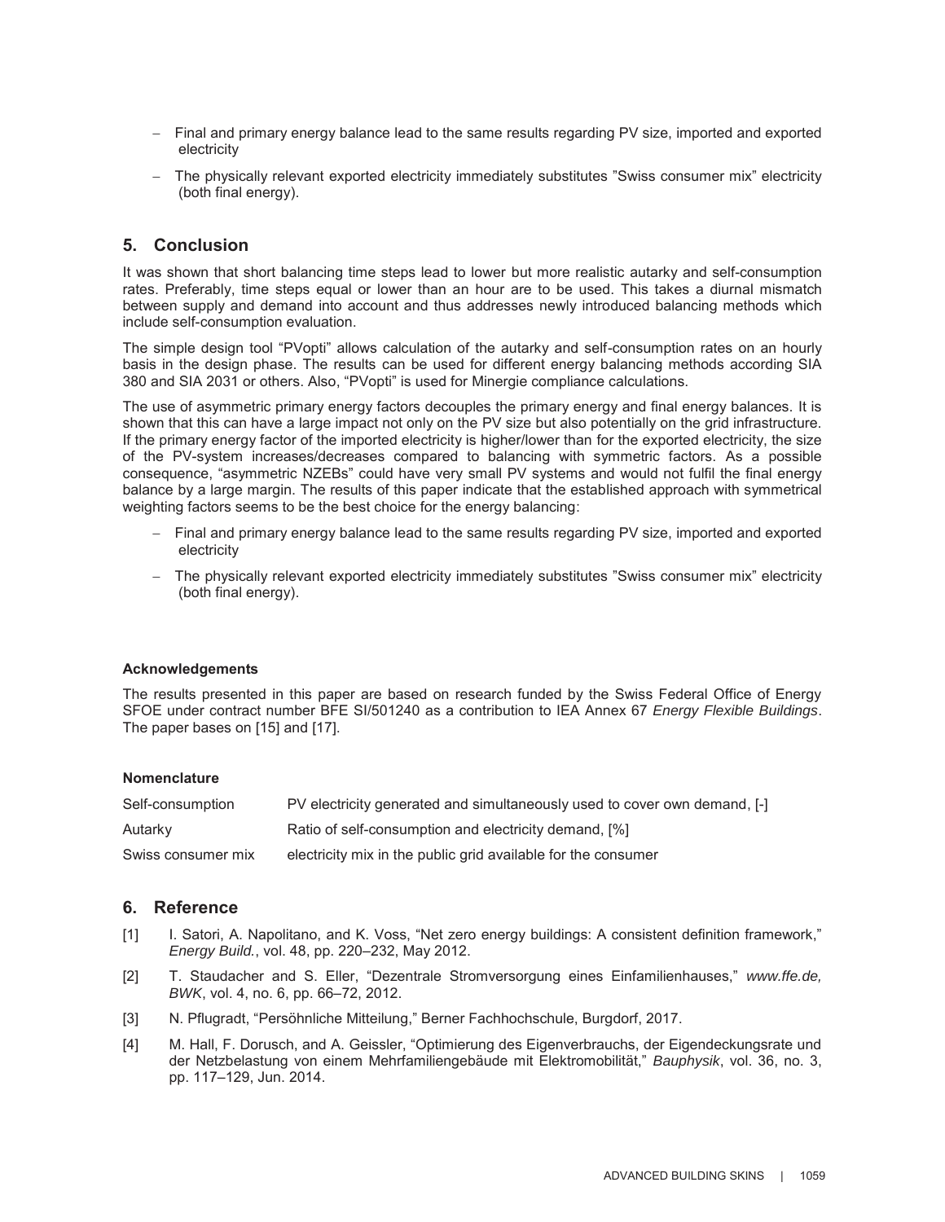- Final and primary energy balance lead to the same results regarding PV size, imported and exported electricity
- The physically relevant exported electricity immediately substitutes "Swiss consumer mix" electricity (both final energy).

## 5. Conclusion

It was shown that short balancing time steps lead to lower but more realistic autarky and self-consumption rates. Preferably, time steps equal or lower than an hour are to be used. This takes a diurnal mismatch between supply and demand into account and thus addresses newly introduced balancing methods which include self-consumption evaluation.

The simple design tool "PVopti" allows calculation of the autarky and self-consumption rates on an hourly basis in the design phase. The results can be used for different energy balancing methods according SIA 380 and SIA 2031 or others. Also, "PVopti" is used for Minergie compliance calculations.

The use of asymmetric primary energy factors decouples the primary energy and final energy balances. It is shown that this can have a large impact not only on the PV size but also potentially on the grid infrastructure. If the primary energy factor of the imported electricity is higher/lower than for the exported electricity, the size of the PV-system increases/decreases compared to balancing with symmetric factors. As a possible consequence, "asymmetric NZEBs" could have very small PV systems and would not fulfil the final energy balance by a large margin. The results of this paper indicate that the established approach with symmetrical weighting factors seems to be the best choice for the energy balancing:

- Final and primary energy balance lead to the same results regarding PV size, imported and exported electricity
- The physically relevant exported electricity immediately substitutes "Swiss consumer mix" electricity (both final energy).

**Acknowledgements**

The results presented in this paper are based on research funded by the Swiss Federal Office of Energy SFOE under contract number BFE SI/501240 as a contribution to IEA Annex 67 *Energy Flexible Buildings*. The paper bases on [15] and [17].

**Nomenclature**

| | |
|---|---|
| Self-consumption | PV electricity generated and simultaneously used to cover own demand, [-] |
| Autarky | Ratio of self-consumption and electricity demand, [%] |
| Swiss consumer mix | electricity mix in the public grid available for the consumer |

## 6. Reference

[1] I. Satori, A. Napolitano, and K. Voss, "Net zero energy buildings: A consistent definition framework," *Energy Build.*, vol. 48, pp. 220–232, May 2012.

[2] T. Staudacher and S. Eller, "Dezentrale Stromversorgung eines Einfamilienhauses," *www.ffe.de, BWK*, vol. 4, no. 6, pp. 66–72, 2012.

[3] N. Pflugradt, "Persöhnliche Mitteilung," Berner Fachhochschule, Burgdorf, 2017.

[4] M. Hall, F. Dorusch, and A. Geissler, "Optimierung des Eigenverbrauchs, der Eigendeckungsrate und der Netzbelastung von einem Mehrfamiliengebäude mit Elektromobilität," *Bauphysik*, vol. 36, no. 3, pp. 117–129, Jun. 2014.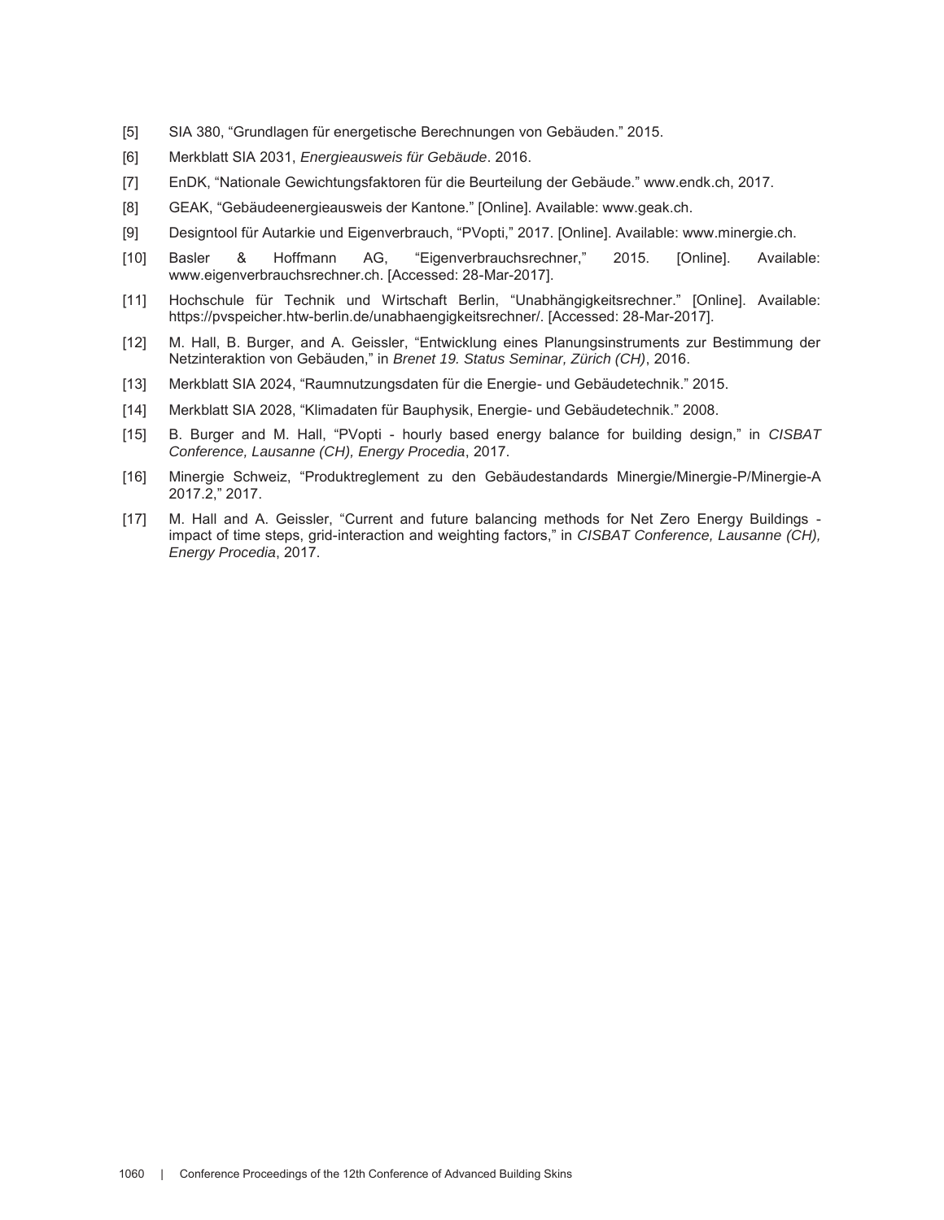[5] SIA 380, “Grundlagen für energetische Berechnungen von Gebäuden.” 2015.

[6] Merkblatt SIA 2031, *Energieausweis für Gebäude*. 2016.

[7] EnDK, “Nationale Gewichtungsfaktoren für die Beurteilung der Gebäude.” www.endk.ch, 2017.

[8] GEAK, “Gebäudeenergieausweis der Kantone.” [Online]. Available: www.geak.ch.

[9] Designtool für Autarkie und Eigenverbrauch, “PVopti,” 2017. [Online]. Available: www.minergie.ch.

[10] Basler & Hoffmann AG, “Eigenverbrauchsrechner,” 2015. [Online]. Available: www.eigenverbrauchsrechner.ch. [Accessed: 28-Mar-2017].

[11] Hochschule für Technik und Wirtschaft Berlin, “Unabhängigkeitsrechner.” [Online]. Available: https://pvspeicher.htw-berlin.de/unabhaengigkeitsrechner/. [Accessed: 28-Mar-2017].

[12] M. Hall, B. Burger, and A. Geissler, “Entwicklung eines Planungsinstruments zur Bestimmung der Netzinteraktion von Gebäuden,” in *Brenet 19. Status Seminar, Zürich (CH)*, 2016.

[13] Merkblatt SIA 2024, “Raumnutzungsdaten für die Energie- und Gebäudetechnik.” 2015.

[14] Merkblatt SIA 2028, “Klimadaten für Bauphysik, Energie- und Gebäudetechnik.” 2008.

[15] B. Burger and M. Hall, “PVopti - hourly based energy balance for building design,” in *CISBAT Conference, Lausanne (CH), Energy Procedia*, 2017.

[16] Minergie Schweiz, “Produktreglement zu den Gebäudestandards Minergie/Minergie-P/Minergie-A 2017.2,” 2017.

[17] M. Hall and A. Geissler, “Current and future balancing methods for Net Zero Energy Buildings - impact of time steps, grid-interaction and weighting factors,” in *CISBAT Conference, Lausanne (CH), Energy Procedia*, 2017.